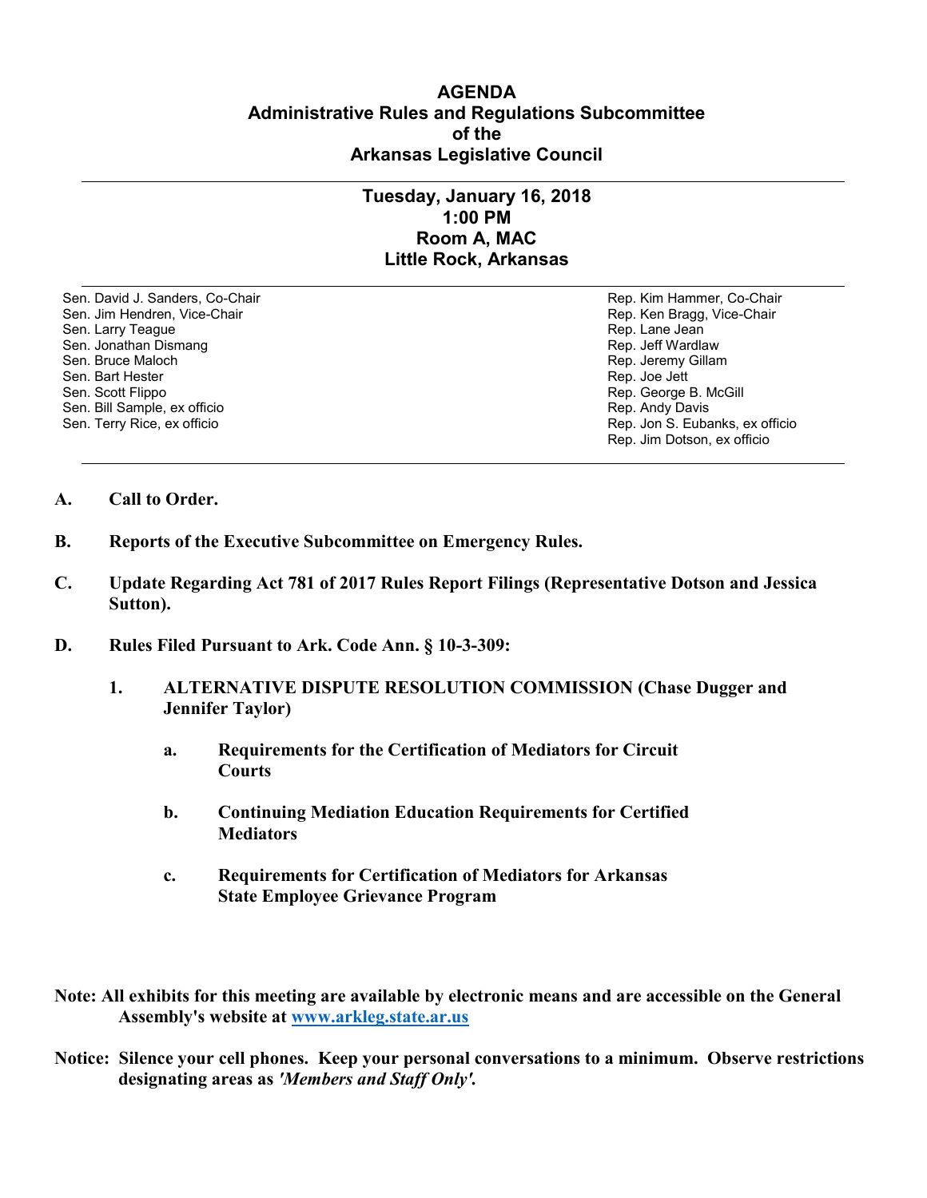# AGENDA
## Administrative Rules and Regulations Subcommittee of the Arkansas Legislative Council

---

### Tuesday, January 16, 2018
### 1:00 PM
### Room A, MAC
### Little Rock, Arkansas

---

Sen. David J. Sanders, Co-Chair
Sen. Jim Hendren, Vice-Chair
Sen. Larry Teague
Sen. Jonathan Dismang
Sen. Bruce Maloch
Sen. Bart Hester
Sen. Scott Flippo
Sen. Bill Sample, ex officio
Sen. Terry Rice, ex officio

Rep. Kim Hammer, Co-Chair
Rep. Ken Bragg, Vice-Chair
Rep. Lane Jean
Rep. Jeff Wardlaw
Rep. Jeremy Gillam
Rep. Joe Jett
Rep. George B. McGill
Rep. Andy Davis
Rep. Jon S. Eubanks, ex officio
Rep. Jim Dotson, ex officio

---

**A. Call to Order.**

**B. Reports of the Executive Subcommittee on Emergency Rules.**

**C. Update Regarding Act 781 of 2017 Rules Report Filings (Representative Dotson and Jessica Sutton).**

**D. Rules Filed Pursuant to Ark. Code Ann. § 10-3-309:**

**1. ALTERNATIVE DISPUTE RESOLUTION COMMISSION (Chase Dugger and Jennifer Taylor)**

**a. Requirements for the Certification of Mediators for Circuit Courts**

**b. Continuing Mediation Education Requirements for Certified Mediators**

**c. Requirements for Certification of Mediators for Arkansas State Employee Grievance Program**

**Note: All exhibits for this meeting are available by electronic means and are accessible on the General Assembly's website at [www.arkleg.state.ar.us](http://www.arkleg.state.ar.us)**

**Notice: Silence your cell phones. Keep your personal conversations to a minimum. Observe restrictions designating areas as *'Members and Staff Only'*.**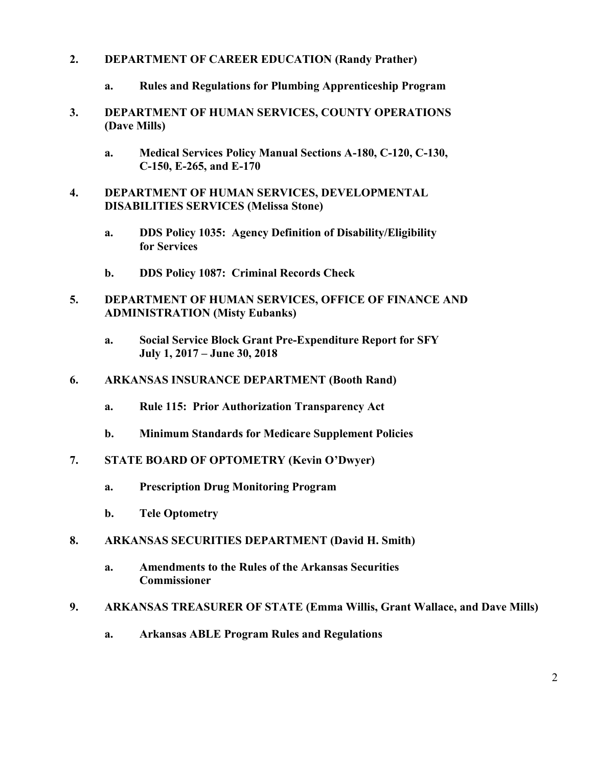**2. DEPARTMENT OF CAREER EDUCATION (Randy Prather)**

- **a. Rules and Regulations for Plumbing Apprenticeship Program**

**3. DEPARTMENT OF HUMAN SERVICES, COUNTY OPERATIONS (Dave Mills)**

- **a. Medical Services Policy Manual Sections A-180, C-120, C-130, C-150, E-265, and E-170**

**4. DEPARTMENT OF HUMAN SERVICES, DEVELOPMENTAL DISABILITIES SERVICES (Melissa Stone)**

- **a. DDS Policy 1035: Agency Definition of Disability/Eligibility for Services**
- **b. DDS Policy 1087: Criminal Records Check**

**5. DEPARTMENT OF HUMAN SERVICES, OFFICE OF FINANCE AND ADMINISTRATION (Misty Eubanks)**

- **a. Social Service Block Grant Pre-Expenditure Report for SFY July 1, 2017 – June 30, 2018**

**6. ARKANSAS INSURANCE DEPARTMENT (Booth Rand)**

- **a. Rule 115: Prior Authorization Transparency Act**
- **b. Minimum Standards for Medicare Supplement Policies**

**7. STATE BOARD OF OPTOMETRY (Kevin O'Dwyer)**

- **a. Prescription Drug Monitoring Program**
- **b. Tele Optometry**

**8. ARKANSAS SECURITIES DEPARTMENT (David H. Smith)**

- **a. Amendments to the Rules of the Arkansas Securities Commissioner**

**9. ARKANSAS TREASURER OF STATE (Emma Willis, Grant Wallace, and Dave Mills)**

- **a. Arkansas ABLE Program Rules and Regulations**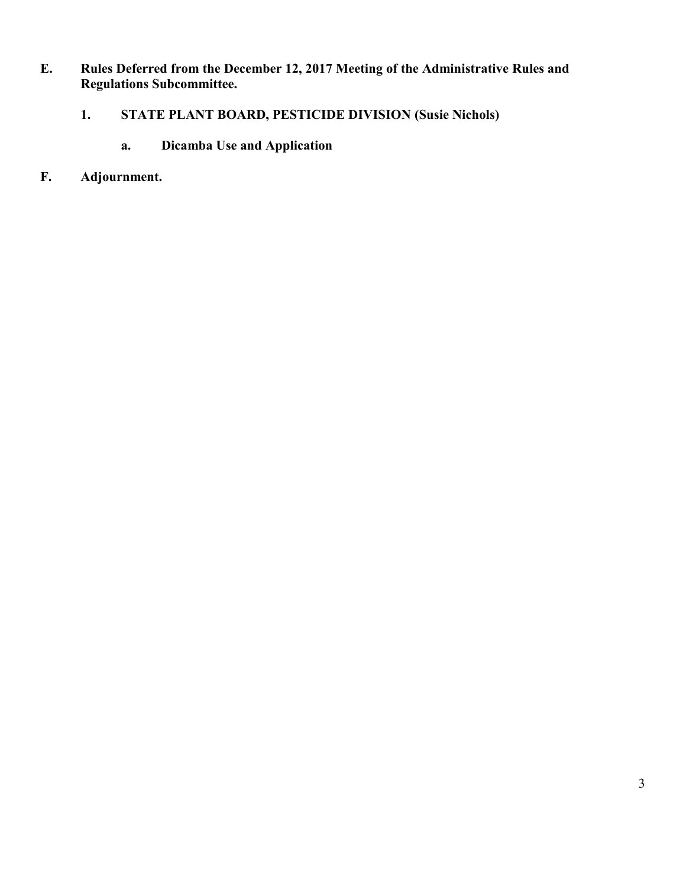**E. Rules Deferred from the December 12, 2017 Meeting of the Administrative Rules and Regulations Subcommittee.**

**1. STATE PLANT BOARD, PESTICIDE DIVISION (Susie Nichols)**

**a. Dicamba Use and Application**

**F. Adjournment.**